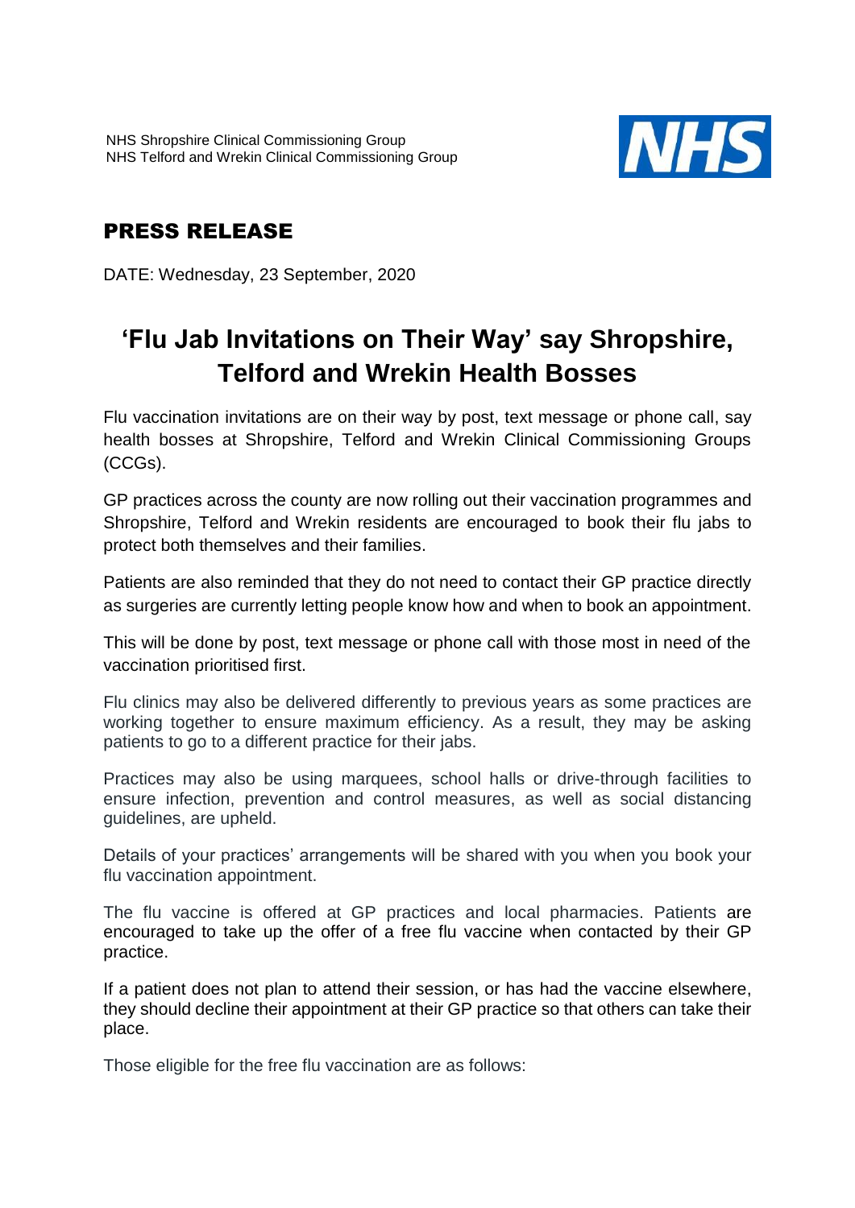NHS Shropshire Clinical Commissioning Group
NHS Telford and Wrekin Clinical Commissioning Group

NHS

## PRESS RELEASE

DATE: Wednesday, 23 September, 2020

# 'Flu Jab Invitations on Their Way' say Shropshire, Telford and Wrekin Health Bosses

Flu vaccination invitations are on their way by post, text message or phone call, say health bosses at Shropshire, Telford and Wrekin Clinical Commissioning Groups (CCGs).

GP practices across the county are now rolling out their vaccination programmes and Shropshire, Telford and Wrekin residents are encouraged to book their flu jabs to protect both themselves and their families.

Patients are also reminded that they do not need to contact their GP practice directly as surgeries are currently letting people know how and when to book an appointment.

This will be done by post, text message or phone call with those most in need of the vaccination prioritised first.

Flu clinics may also be delivered differently to previous years as some practices are working together to ensure maximum efficiency. As a result, they may be asking patients to go to a different practice for their jabs.

Practices may also be using marquees, school halls or drive-through facilities to ensure infection, prevention and control measures, as well as social distancing guidelines, are upheld.

Details of your practices' arrangements will be shared with you when you book your flu vaccination appointment.

The flu vaccine is offered at GP practices and local pharmacies. Patients are encouraged to take up the offer of a free flu vaccine when contacted by their GP practice.

If a patient does not plan to attend their session, or has had the vaccine elsewhere, they should decline their appointment at their GP practice so that others can take their place.

Those eligible for the free flu vaccination are as follows: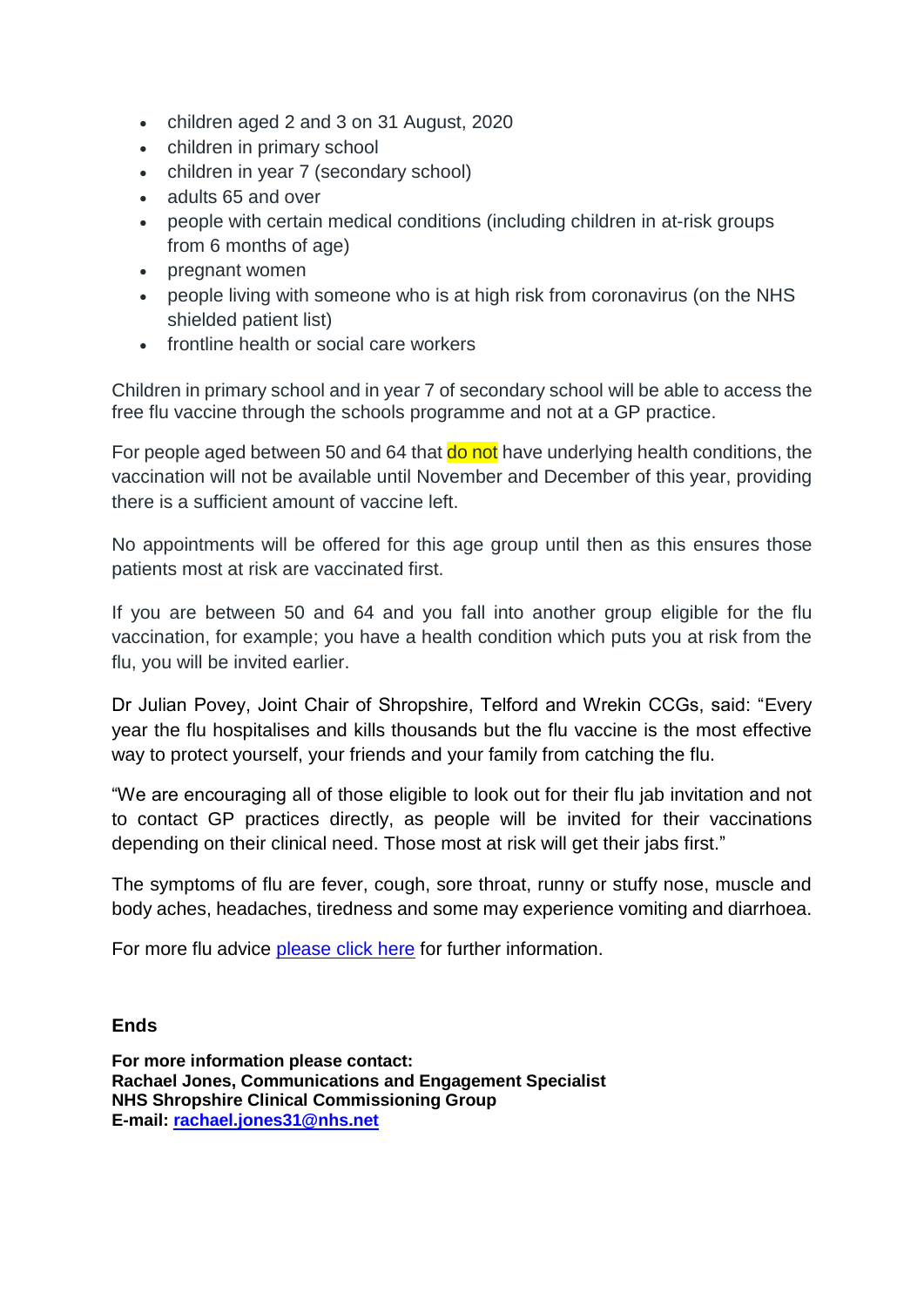- children aged 2 and 3 on 31 August, 2020
- children in primary school
- children in year 7 (secondary school)
- adults 65 and over
- people with certain medical conditions (including children in at-risk groups from 6 months of age)
- pregnant women
- people living with someone who is at high risk from coronavirus (on the NHS shielded patient list)
- frontline health or social care workers

Children in primary school and in year 7 of secondary school will be able to access the free flu vaccine through the schools programme and not at a GP practice.

For people aged between 50 and 64 that do not have underlying health conditions, the vaccination will not be available until November and December of this year, providing there is a sufficient amount of vaccine left.

No appointments will be offered for this age group until then as this ensures those patients most at risk are vaccinated first.

If you are between 50 and 64 and you fall into another group eligible for the flu vaccination, for example; you have a health condition which puts you at risk from the flu, you will be invited earlier.

Dr Julian Povey, Joint Chair of Shropshire, Telford and Wrekin CCGs, said: "Every year the flu hospitalises and kills thousands but the flu vaccine is the most effective way to protect yourself, your friends and your family from catching the flu.

"We are encouraging all of those eligible to look out for their flu jab invitation and not to contact GP practices directly, as people will be invited for their vaccinations depending on their clinical need. Those most at risk will get their jabs first."

The symptoms of flu are fever, cough, sore throat, runny or stuffy nose, muscle and body aches, headaches, tiredness and some may experience vomiting and diarrhoea.

For more flu advice please click here for further information.

**Ends**

**For more information please contact:**
**Rachael Jones, Communications and Engagement Specialist**
**NHS Shropshire Clinical Commissioning Group**
**E-mail: rachael.jones31@nhs.net**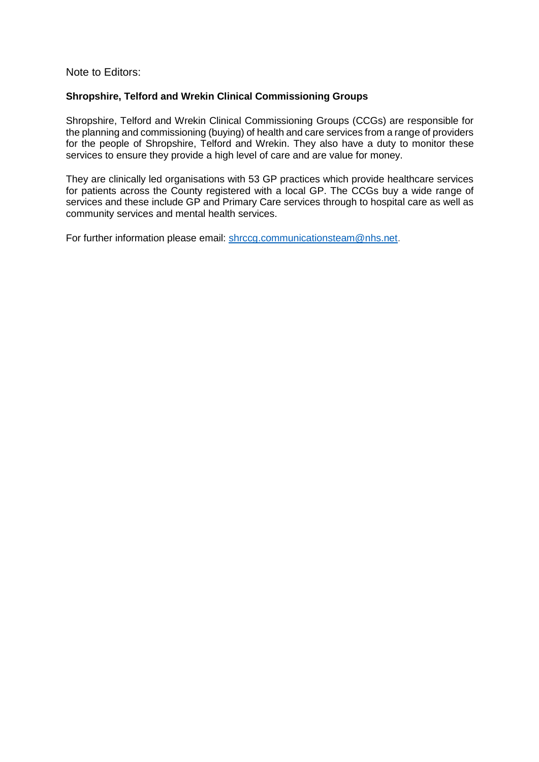Note to Editors:

**Shropshire, Telford and Wrekin Clinical Commissioning Groups**

Shropshire, Telford and Wrekin Clinical Commissioning Groups (CCGs) are responsible for the planning and commissioning (buying) of health and care services from a range of providers for the people of Shropshire, Telford and Wrekin. They also have a duty to monitor these services to ensure they provide a high level of care and are value for money.

They are clinically led organisations with 53 GP practices which provide healthcare services for patients across the County registered with a local GP. The CCGs buy a wide range of services and these include GP and Primary Care services through to hospital care as well as community services and mental health services.

For further information please email: shrccg.communicationsteam@nhs.net.